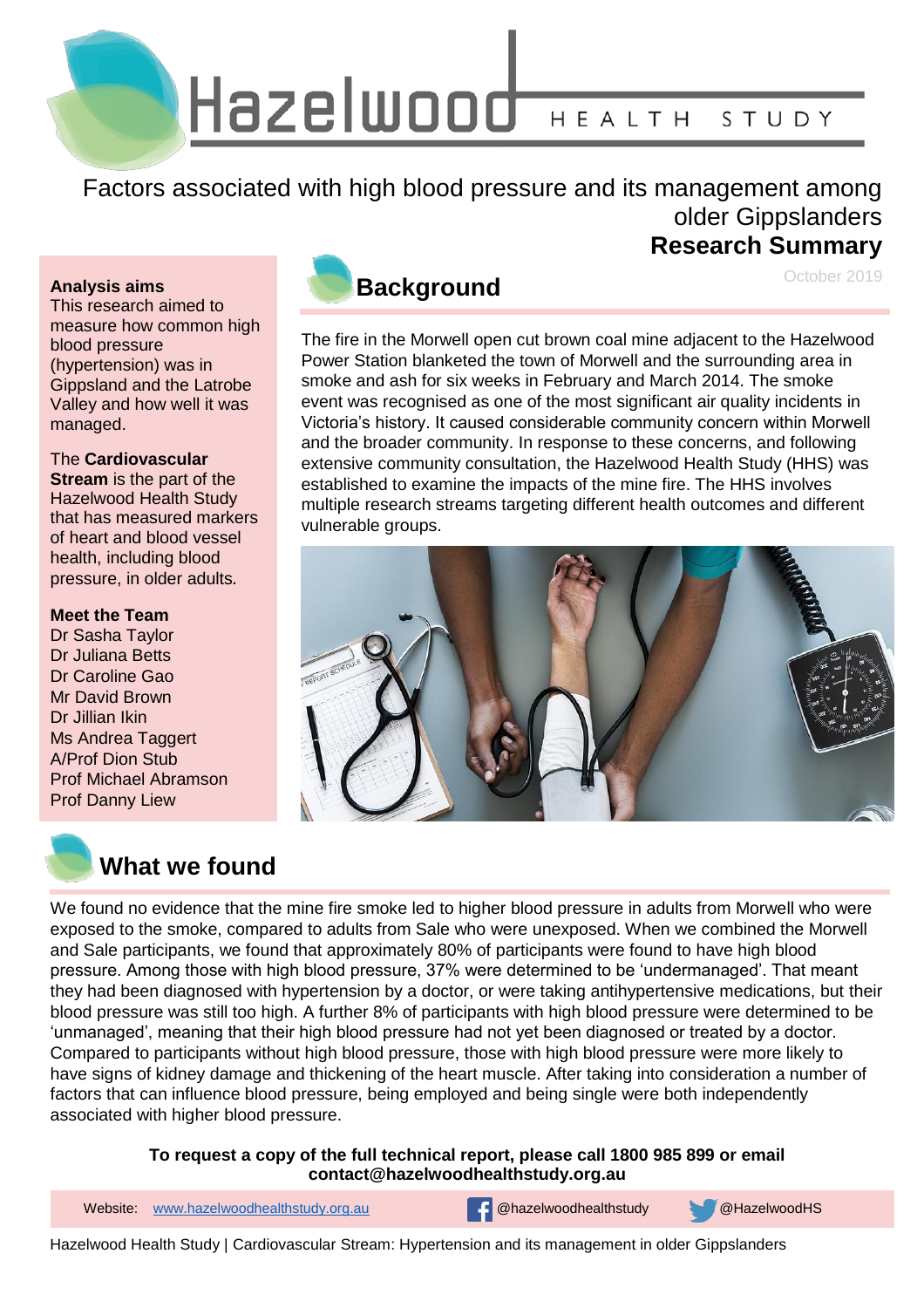# Hazelwood HEALTH STUDY

## Factors associated with high blood pressure and its management among older Gippslanders

**Research Summary**

October 2019

**Analysis aims**

This research aimed to measure how common high blood pressure (hypertension) was in Gippsland and the Latrobe Valley and how well it was managed.

The **Cardiovascular Stream** is the part of the Hazelwood Health Study that has measured markers of heart and blood vessel health, including blood pressure, in older adults.

**Meet the Team**

Dr Sasha Taylor
Dr Juliana Betts
Dr Caroline Gao
Mr David Brown
Dr Jillian Ikin
Ms Andrea Taggert
A/Prof Dion Stub
Prof Michael Abramson
Prof Danny Liew

## Background

The fire in the Morwell open cut brown coal mine adjacent to the Hazelwood Power Station blanketed the town of Morwell and the surrounding area in smoke and ash for six weeks in February and March 2014. The smoke event was recognised as one of the most significant air quality incidents in Victoria's history. It caused considerable community concern within Morwell and the broader community. In response to these concerns, and following extensive community consultation, the Hazelwood Health Study (HHS) was established to examine the impacts of the mine fire. The HHS involves multiple research streams targeting different health outcomes and different vulnerable groups.

## What we found

We found no evidence that the mine fire smoke led to higher blood pressure in adults from Morwell who were exposed to the smoke, compared to adults from Sale who were unexposed. When we combined the Morwell and Sale participants, we found that approximately 80% of participants were found to have high blood pressure. Among those with high blood pressure, 37% were determined to be 'undermanaged'. That meant they had been diagnosed with hypertension by a doctor, or were taking antihypertensive medications, but their blood pressure was still too high. A further 8% of participants with high blood pressure were determined to be 'unmanaged', meaning that their high blood pressure had not yet been diagnosed or treated by a doctor. Compared to participants without high blood pressure, those with high blood pressure were more likely to have signs of kidney damage and thickening of the heart muscle. After taking into consideration a number of factors that can influence blood pressure, being employed and being single were both independently associated with higher blood pressure.

**To request a copy of the full technical report, please call 1800 985 899 or email contact@hazelwoodhealthstudy.org.au**

Website: www.hazelwoodhealthstudy.org.au | @hazelwoodhealthstudy | @HazelwoodHS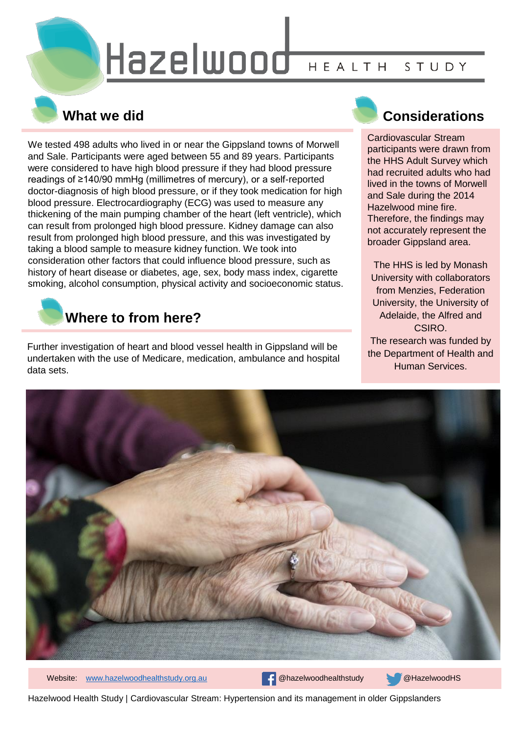# Hazelwood HEALTH STUDY

## What we did

We tested 498 adults who lived in or near the Gippsland towns of Morwell and Sale. Participants were aged between 55 and 89 years. Participants were considered to have high blood pressure if they had blood pressure readings of ≥140/90 mmHg (millimetres of mercury), or a self-reported doctor-diagnosis of high blood pressure, or if they took medication for high blood pressure. Electrocardiography (ECG) was used to measure any thickening of the main pumping chamber of the heart (left ventricle), which can result from prolonged high blood pressure. Kidney damage can also result from prolonged high blood pressure, and this was investigated by taking a blood sample to measure kidney function. We took into consideration other factors that could influence blood pressure, such as history of heart disease or diabetes, age, sex, body mass index, cigarette smoking, alcohol consumption, physical activity and socioeconomic status.

## Where to from here?

Further investigation of heart and blood vessel health in Gippsland will be undertaken with the use of Medicare, medication, ambulance and hospital data sets.

## Considerations

Cardiovascular Stream participants were drawn from the HHS Adult Survey which had recruited adults who had lived in the towns of Morwell and Sale during the 2014 Hazelwood mine fire. Therefore, the findings may not accurately represent the broader Gippsland area.

The HHS is led by Monash University with collaborators from Menzies, Federation University, the University of Adelaide, the Alfred and CSIRO.

The research was funded by the Department of Health and Human Services.

Website: [www.hazelwoodhealthstudy.org.au](www.hazelwoodhealthstudy.org.au) @hazelwoodhealthstudy @HazelwoodHS

Hazelwood Health Study | Cardiovascular Stream: Hypertension and its management in older Gippslanders